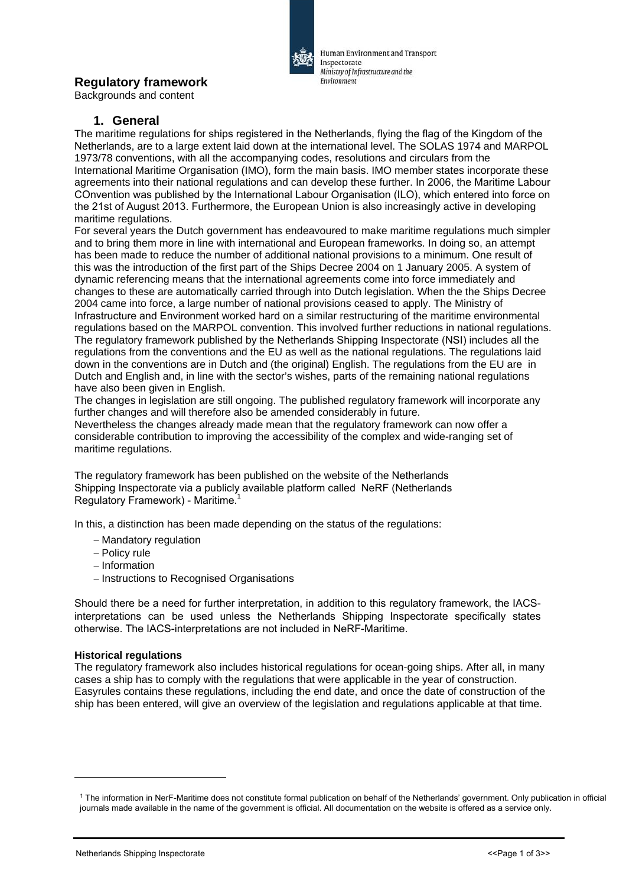# Regulatory framework

Backgrounds and content

## 1. General

The maritime regulations for ships registered in the Netherlands, flying the flag of the Kingdom of the Netherlands, are to a large extent laid down at the international level. The SOLAS 1974 and MARPOL 1973/78 conventions, with all the accompanying codes, resolutions and circulars from the International Maritime Organisation (IMO), form the main basis. IMO member states incorporate these agreements into their national regulations and can develop these further. In 2006, the Maritime Labour COnvention was published by the International Labour Organisation (ILO), which entered into force on the 21st of August 2013. Furthermore, the European Union is also increasingly active in developing maritime regulations.

For several years the Dutch government has endeavoured to make maritime regulations much simpler and to bring them more in line with international and European frameworks. In doing so, an attempt has been made to reduce the number of additional national provisions to a minimum. One result of this was the introduction of the first part of the Ships Decree 2004 on 1 January 2005. A system of dynamic referencing means that the international agreements come into force immediately and changes to these are automatically carried through into Dutch legislation. When the the Ships Decree 2004 came into force, a large number of national provisions ceased to apply. The Ministry of Infrastructure and Environment worked hard on a similar restructuring of the maritime environmental regulations based on the MARPOL convention. This involved further reductions in national regulations. The regulatory framework published by the Netherlands Shipping Inspectorate (NSI) includes all the regulations from the conventions and the EU as well as the national regulations. The regulations laid down in the conventions are in Dutch and (the original) English. The regulations from the EU are in Dutch and English and, in line with the sector's wishes, parts of the remaining national regulations have also been given in English.

The changes in legislation are still ongoing. The published regulatory framework will incorporate any further changes and will therefore also be amended considerably in future.

Nevertheless the changes already made mean that the regulatory framework can now offer a considerable contribution to improving the accessibility of the complex and wide-ranging set of maritime regulations.

The regulatory framework has been published on the website of the Netherlands Shipping Inspectorate via a publicly available platform called NeRF (Netherlands Regulatory Framework) - Maritime.[1]

In this, a distinction has been made depending on the status of the regulations:

- Mandatory regulation
- Policy rule
- Information
- Instructions to Recognised Organisations

Should there be a need for further interpretation, in addition to this regulatory framework, the IACS-interpretations can be used unless the Netherlands Shipping Inspectorate specifically states otherwise. The IACS-interpretations are not included in NeRF-Maritime.

**Historical regulations**

The regulatory framework also includes historical regulations for ocean-going ships. After all, in many cases a ship has to comply with the regulations that were applicable in the year of construction. Easyrules contains these regulations, including the end date, and once the date of construction of the ship has been entered, will give an overview of the legislation and regulations applicable at that time.

---

[1] The information in NerF-Maritime does not constitute formal publication on behalf of the Netherlands' government. Only publication in official journals made available in the name of the government is official. All documentation on the website is offered as a service only.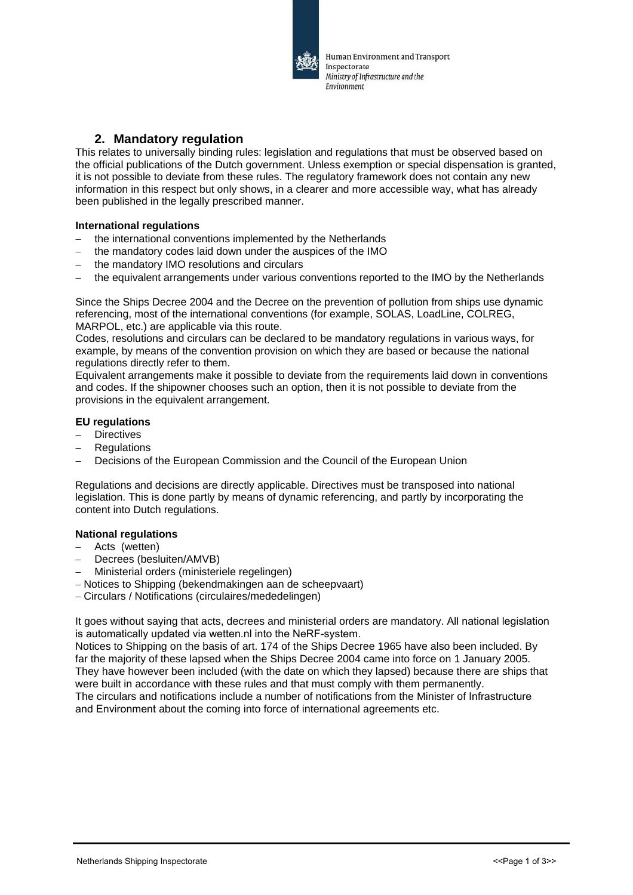## 2. Mandatory regulation

This relates to universally binding rules: legislation and regulations that must be observed based on the official publications of the Dutch government. Unless exemption or special dispensation is granted, it is not possible to deviate from these rules. The regulatory framework does not contain any new information in this respect but only shows, in a clearer and more accessible way, what has already been published in the legally prescribed manner.

**International regulations**

- the international conventions implemented by the Netherlands
- the mandatory codes laid down under the auspices of the IMO
- the mandatory IMO resolutions and circulars
- the equivalent arrangements under various conventions reported to the IMO by the Netherlands

Since the Ships Decree 2004 and the Decree on the prevention of pollution from ships use dynamic referencing, most of the international conventions (for example, SOLAS, LoadLine, COLREG, MARPOL, etc.) are applicable via this route.
Codes, resolutions and circulars can be declared to be mandatory regulations in various ways, for example, by means of the convention provision on which they are based or because the national regulations directly refer to them.
Equivalent arrangements make it possible to deviate from the requirements laid down in conventions and codes. If the shipowner chooses such an option, then it is not possible to deviate from the provisions in the equivalent arrangement.

**EU regulations**

- Directives
- Regulations
- Decisions of the European Commission and the Council of the European Union

Regulations and decisions are directly applicable. Directives must be transposed into national legislation. This is done partly by means of dynamic referencing, and partly by incorporating the content into Dutch regulations.

**National regulations**

- Acts (wetten)
- Decrees (besluiten/AMVB)
- Ministerial orders (ministeriele regelingen)
- Notices to Shipping (bekendmakingen aan de scheepvaart)
- Circulars / Notifications (circulaires/mededelingen)

It goes without saying that acts, decrees and ministerial orders are mandatory. All national legislation is automatically updated via wetten.nl into the NeRF-system.
Notices to Shipping on the basis of art. 174 of the Ships Decree 1965 have also been included. By far the majority of these lapsed when the Ships Decree 2004 came into force on 1 January 2005. They have however been included (with the date on which they lapsed) because there are ships that were built in accordance with these rules and that must comply with them permanently.
The circulars and notifications include a number of notifications from the Minister of Infrastructure and Environment about the coming into force of international agreements etc.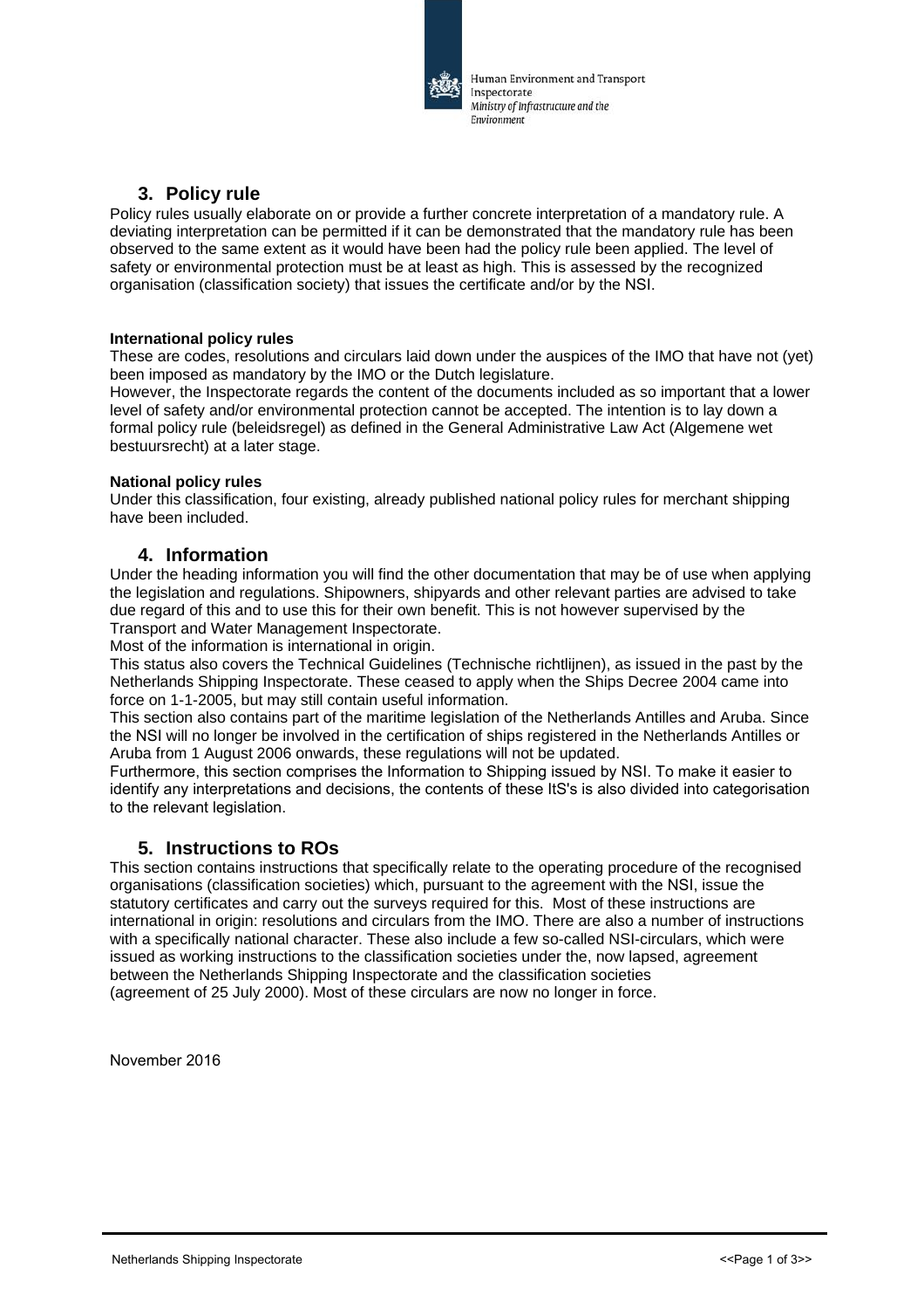## 3. Policy rule

Policy rules usually elaborate on or provide a further concrete interpretation of a mandatory rule. A deviating interpretation can be permitted if it can be demonstrated that the mandatory rule has been observed to the same extent as it would have been had the policy rule been applied. The level of safety or environmental protection must be at least as high. This is assessed by the recognized organisation (classification society) that issues the certificate and/or by the NSI.

**International policy rules**

These are codes, resolutions and circulars laid down under the auspices of the IMO that have not (yet) been imposed as mandatory by the IMO or the Dutch legislature.
However, the Inspectorate regards the content of the documents included as so important that a lower level of safety and/or environmental protection cannot be accepted. The intention is to lay down a formal policy rule (beleidsregel) as defined in the General Administrative Law Act (Algemene wet bestuursrecht) at a later stage.

**National policy rules**

Under this classification, four existing, already published national policy rules for merchant shipping have been included.

## 4. Information

Under the heading information you will find the other documentation that may be of use when applying the legislation and regulations. Shipowners, shipyards and other relevant parties are advised to take due regard of this and to use this for their own benefit. This is not however supervised by the Transport and Water Management Inspectorate.
Most of the information is international in origin.
This status also covers the Technical Guidelines (Technische richtlijnen), as issued in the past by the Netherlands Shipping Inspectorate. These ceased to apply when the Ships Decree 2004 came into force on 1-1-2005, but may still contain useful information.
This section also contains part of the maritime legislation of the Netherlands Antilles and Aruba. Since the NSI will no longer be involved in the certification of ships registered in the Netherlands Antilles or Aruba from 1 August 2006 onwards, these regulations will not be updated.
Furthermore, this section comprises the Information to Shipping issued by NSI. To make it easier to identify any interpretations and decisions, the contents of these ItS's is also divided into categorisation to the relevant legislation.

## 5. Instructions to ROs

This section contains instructions that specifically relate to the operating procedure of the recognised organisations (classification societies) which, pursuant to the agreement with the NSI, issue the statutory certificates and carry out the surveys required for this. Most of these instructions are international in origin: resolutions and circulars from the IMO. There are also a number of instructions with a specifically national character. These also include a few so-called NSI-circulars, which were issued as working instructions to the classification societies under the, now lapsed, agreement between the Netherlands Shipping Inspectorate and the classification societies (agreement of 25 July 2000). Most of these circulars are now no longer in force.

November 2016